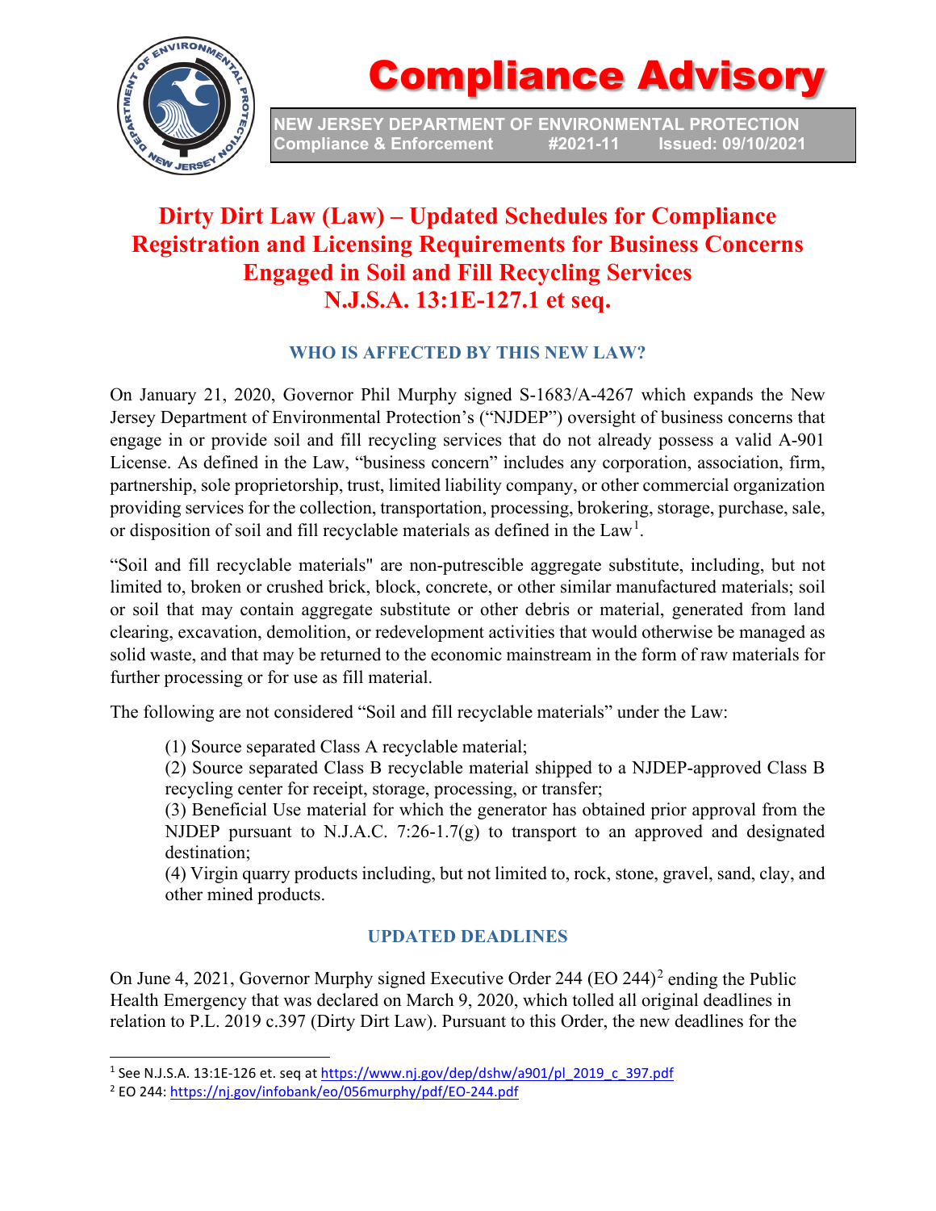# Compliance Advisory

**NEW JERSEY DEPARTMENT OF ENVIRONMENTAL PROTECTION**
**Compliance & Enforcement #2021-11 Issued: 09/10/2021**

## Dirty Dirt Law (Law) – Updated Schedules for Compliance Registration and Licensing Requirements for Business Concerns Engaged in Soil and Fill Recycling Services N.J.S.A. 13:1E-127.1 et seq.

### WHO IS AFFECTED BY THIS NEW LAW?

On January 21, 2020, Governor Phil Murphy signed S-1683/A-4267 which expands the New Jersey Department of Environmental Protection's ("NJDEP") oversight of business concerns that engage in or provide soil and fill recycling services that do not already possess a valid A-901 License. As defined in the Law, "business concern" includes any corporation, association, firm, partnership, sole proprietorship, trust, limited liability company, or other commercial organization providing services for the collection, transportation, processing, brokering, storage, purchase, sale, or disposition of soil and fill recyclable materials as defined in the Law[1].

"Soil and fill recyclable materials" are non-putrescible aggregate substitute, including, but not limited to, broken or crushed brick, block, concrete, or other similar manufactured materials; soil or soil that may contain aggregate substitute or other debris or material, generated from land clearing, excavation, demolition, or redevelopment activities that would otherwise be managed as solid waste, and that may be returned to the economic mainstream in the form of raw materials for further processing or for use as fill material.

The following are not considered "Soil and fill recyclable materials" under the Law:

(1) Source separated Class A recyclable material;
(2) Source separated Class B recyclable material shipped to a NJDEP-approved Class B recycling center for receipt, storage, processing, or transfer;
(3) Beneficial Use material for which the generator has obtained prior approval from the NJDEP pursuant to N.J.A.C. 7:26-1.7(g) to transport to an approved and designated destination;
(4) Virgin quarry products including, but not limited to, rock, stone, gravel, sand, clay, and other mined products.

### UPDATED DEADLINES

On June 4, 2021, Governor Murphy signed Executive Order 244 (EO 244)[2] ending the Public Health Emergency that was declared on March 9, 2020, which tolled all original deadlines in relation to P.L. 2019 c.397 (Dirty Dirt Law). Pursuant to this Order, the new deadlines for the

---

[1] See N.J.S.A. 13:1E-126 et. seq at https://www.nj.gov/dep/dshw/a901/pl_2019_c_397.pdf
[2] EO 244: https://nj.gov/infobank/eo/056murphy/pdf/EO-244.pdf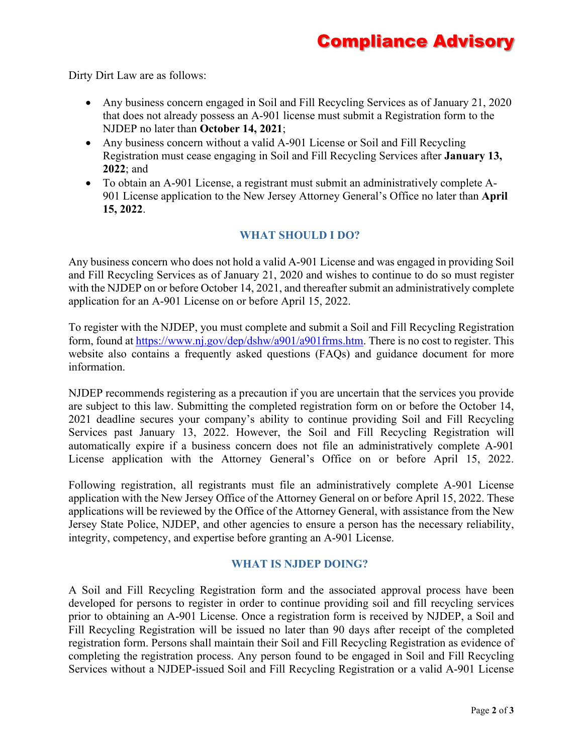Dirty Dirt Law are as follows:

- Any business concern engaged in Soil and Fill Recycling Services as of January 21, 2020 that does not already possess an A-901 license must submit a Registration form to the NJDEP no later than **October 14, 2021**;
- Any business concern without a valid A-901 License or Soil and Fill Recycling Registration must cease engaging in Soil and Fill Recycling Services after **January 13, 2022**; and
- To obtain an A-901 License, a registrant must submit an administratively complete A-901 License application to the New Jersey Attorney General's Office no later than **April 15, 2022**.

## WHAT SHOULD I DO?

Any business concern who does not hold a valid A-901 License and was engaged in providing Soil and Fill Recycling Services as of January 21, 2020 and wishes to continue to do so must register with the NJDEP on or before October 14, 2021, and thereafter submit an administratively complete application for an A-901 License on or before April 15, 2022.

To register with the NJDEP, you must complete and submit a Soil and Fill Recycling Registration form, found at [https://www.nj.gov/dep/dshw/a901/a901frms.htm](https://www.nj.gov/dep/dshw/a901/a901frms.htm). There is no cost to register. This website also contains a frequently asked questions (FAQs) and guidance document for more information.

NJDEP recommends registering as a precaution if you are uncertain that the services you provide are subject to this law. Submitting the completed registration form on or before the October 14, 2021 deadline secures your company's ability to continue providing Soil and Fill Recycling Services past January 13, 2022. However, the Soil and Fill Recycling Registration will automatically expire if a business concern does not file an administratively complete A-901 License application with the Attorney General's Office on or before April 15, 2022.

Following registration, all registrants must file an administratively complete A-901 License application with the New Jersey Office of the Attorney General on or before April 15, 2022. These applications will be reviewed by the Office of the Attorney General, with assistance from the New Jersey State Police, NJDEP, and other agencies to ensure a person has the necessary reliability, integrity, competency, and expertise before granting an A-901 License.

## WHAT IS NJDEP DOING?

A Soil and Fill Recycling Registration form and the associated approval process have been developed for persons to register in order to continue providing soil and fill recycling services prior to obtaining an A-901 License. Once a registration form is received by NJDEP, a Soil and Fill Recycling Registration will be issued no later than 90 days after receipt of the completed registration form. Persons shall maintain their Soil and Fill Recycling Registration as evidence of completing the registration process. Any person found to be engaged in Soil and Fill Recycling Services without a NJDEP-issued Soil and Fill Recycling Registration or a valid A-901 License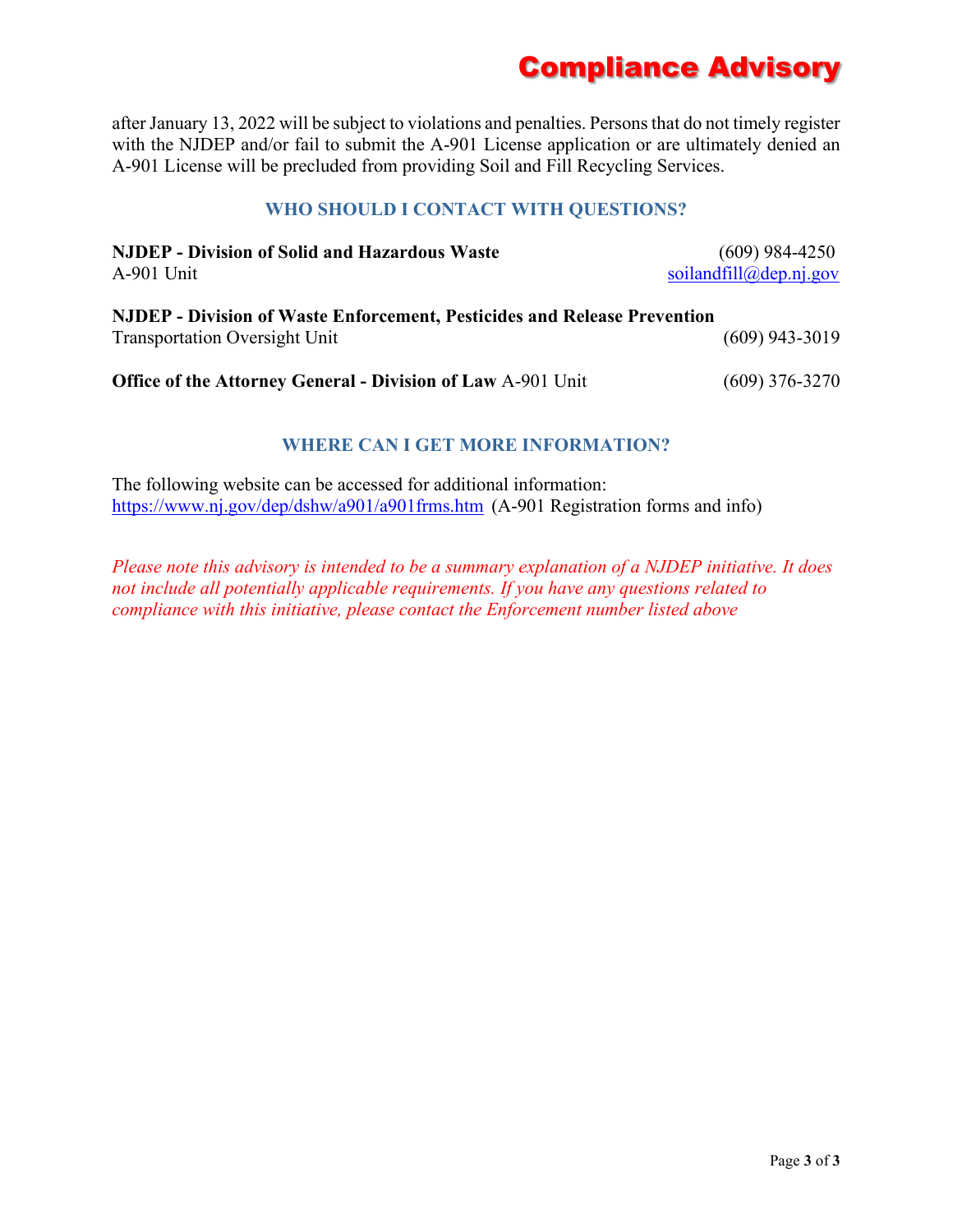after January 13, 2022 will be subject to violations and penalties. Persons that do not timely register with the NJDEP and/or fail to submit the A-901 License application or are ultimately denied an A-901 License will be precluded from providing Soil and Fill Recycling Services.

## WHO SHOULD I CONTACT WITH QUESTIONS?

**NJDEP - Division of Solid and Hazardous Waste** (609) 984-4250
A-901 Unit soilandfill@dep.nj.gov

**NJDEP - Division of Waste Enforcement, Pesticides and Release Prevention**
Transportation Oversight Unit (609) 943-3019

**Office of the Attorney General - Division of Law** A-901 Unit (609) 376-3270

## WHERE CAN I GET MORE INFORMATION?

The following website can be accessed for additional information:
https://www.nj.gov/dep/dshw/a901/a901frms.htm (A-901 Registration forms and info)

*Please note this advisory is intended to be a summary explanation of a NJDEP initiative. It does not include all potentially applicable requirements. If you have any questions related to compliance with this initiative, please contact the Enforcement number listed above*